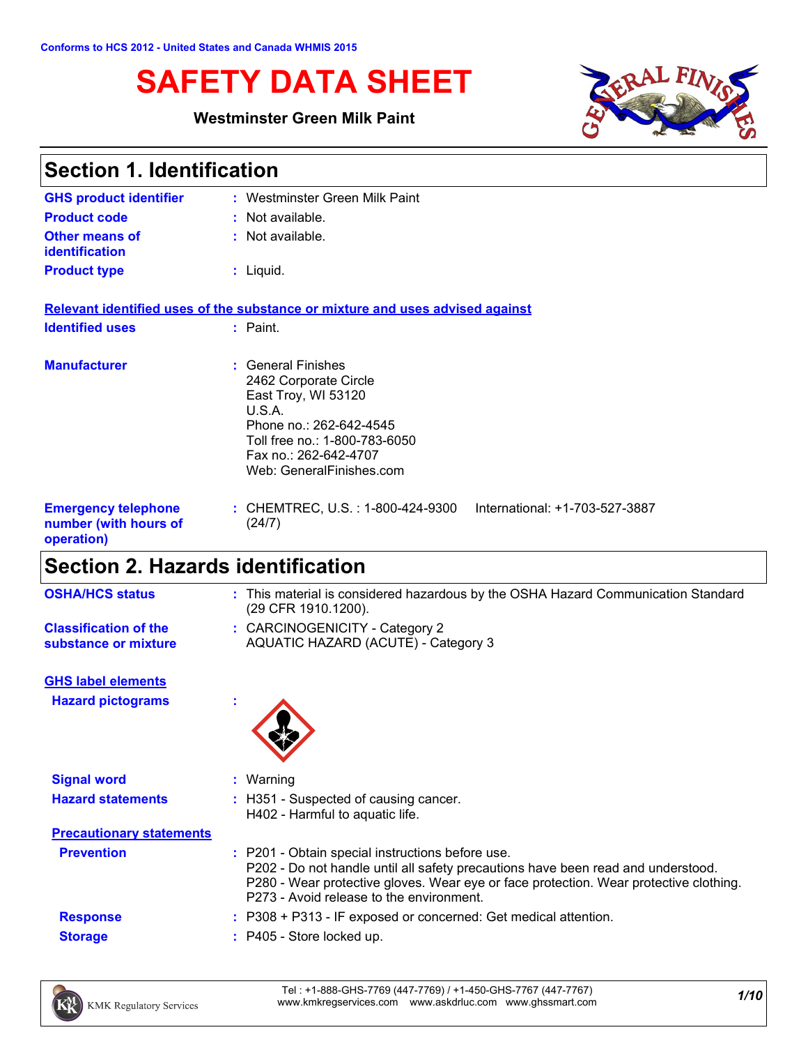Conforms to HCS 2012 - United States and Canada WHMIS 2015

# SAFETY DATA SHEET

**Westminster Green Milk Paint**

## Section 1. Identification

**GHS product identifier** : Westminster Green Milk Paint

**Product code** : Not available.

**Other means of identification** : Not available.

**Product type** : Liquid.

**Relevant identified uses of the substance or mixture and uses advised against**

**Identified uses** : Paint.

**Manufacturer** : General Finishes
2462 Corporate Circle
East Troy, WI 53120
U.S.A.
Phone no.: 262-642-4545
Toll free no.: 1-800-783-6050
Fax no.: 262-642-4707
Web: GeneralFinishes.com

**Emergency telephone number (with hours of operation)** : CHEMTREC, U.S. : 1-800-424-9300 International: +1-703-527-3887 (24/7)

## Section 2. Hazards identification

**OSHA/HCS status** : This material is considered hazardous by the OSHA Hazard Communication Standard (29 CFR 1910.1200).

**Classification of the substance or mixture** : CARCINOGENICITY - Category 2
AQUATIC HAZARD (ACUTE) - Category 3

**GHS label elements**

**Hazard pictograms** :

**Signal word** : Warning

**Hazard statements** : H351 - Suspected of causing cancer.
H402 - Harmful to aquatic life.

**Precautionary statements**

**Prevention** : P201 - Obtain special instructions before use.
P202 - Do not handle until all safety precautions have been read and understood.
P280 - Wear protective gloves. Wear eye or face protection. Wear protective clothing.
P273 - Avoid release to the environment.

**Response** : P308 + P313 - IF exposed or concerned: Get medical attention.

**Storage** : P405 - Store locked up.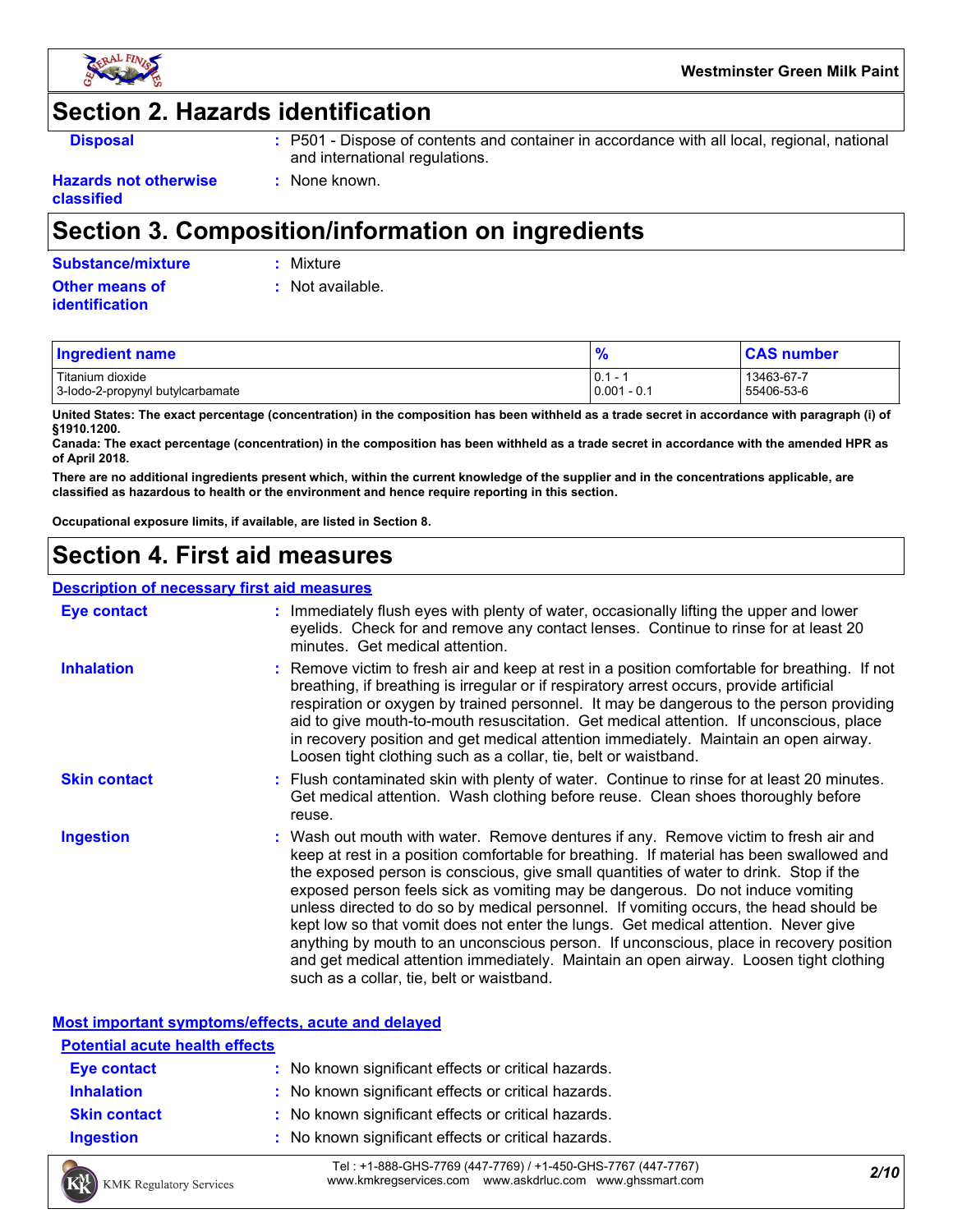## Section 2. Hazards identification

**Disposal** : P501 - Dispose of contents and container in accordance with all local, regional, national and international regulations.

**Hazards not otherwise classified** : None known.

## Section 3. Composition/information on ingredients

**Substance/mixture** : Mixture

**Other means of identification** : Not available.

| Ingredient name | % | CAS number |
|---|---|---|
| Titanium dioxide | 0.1 - 1 | 13463-67-7 |
| 3-Iodo-2-propynyl butylcarbamate | 0.001 - 0.1 | 55406-53-6 |

**United States: The exact percentage (concentration) in the composition has been withheld as a trade secret in accordance with paragraph (i) of §1910.1200.**

**Canada: The exact percentage (concentration) in the composition has been withheld as a trade secret in accordance with the amended HPR as of April 2018.**

**There are no additional ingredients present which, within the current knowledge of the supplier and in the concentrations applicable, are classified as hazardous to health or the environment and hence require reporting in this section.**

**Occupational exposure limits, if available, are listed in Section 8.**

## Section 4. First aid measures

### Description of necessary first aid measures

**Eye contact** : Immediately flush eyes with plenty of water, occasionally lifting the upper and lower eyelids. Check for and remove any contact lenses. Continue to rinse for at least 20 minutes. Get medical attention.

**Inhalation** : Remove victim to fresh air and keep at rest in a position comfortable for breathing. If not breathing, if breathing is irregular or if respiratory arrest occurs, provide artificial respiration or oxygen by trained personnel. It may be dangerous to the person providing aid to give mouth-to-mouth resuscitation. Get medical attention. If unconscious, place in recovery position and get medical attention immediately. Maintain an open airway. Loosen tight clothing such as a collar, tie, belt or waistband.

**Skin contact** : Flush contaminated skin with plenty of water. Continue to rinse for at least 20 minutes. Get medical attention. Wash clothing before reuse. Clean shoes thoroughly before reuse.

**Ingestion** : Wash out mouth with water. Remove dentures if any. Remove victim to fresh air and keep at rest in a position comfortable for breathing. If material has been swallowed and the exposed person is conscious, give small quantities of water to drink. Stop if the exposed person feels sick as vomiting may be dangerous. Do not induce vomiting unless directed to do so by medical personnel. If vomiting occurs, the head should be kept low so that vomit does not enter the lungs. Get medical attention. Never give anything by mouth to an unconscious person. If unconscious, place in recovery position and get medical attention immediately. Maintain an open airway. Loosen tight clothing such as a collar, tie, belt or waistband.

### Most important symptoms/effects, acute and delayed

#### Potential acute health effects

**Eye contact** : No known significant effects or critical hazards.

**Inhalation** : No known significant effects or critical hazards.

**Skin contact** : No known significant effects or critical hazards.

**Ingestion** : No known significant effects or critical hazards.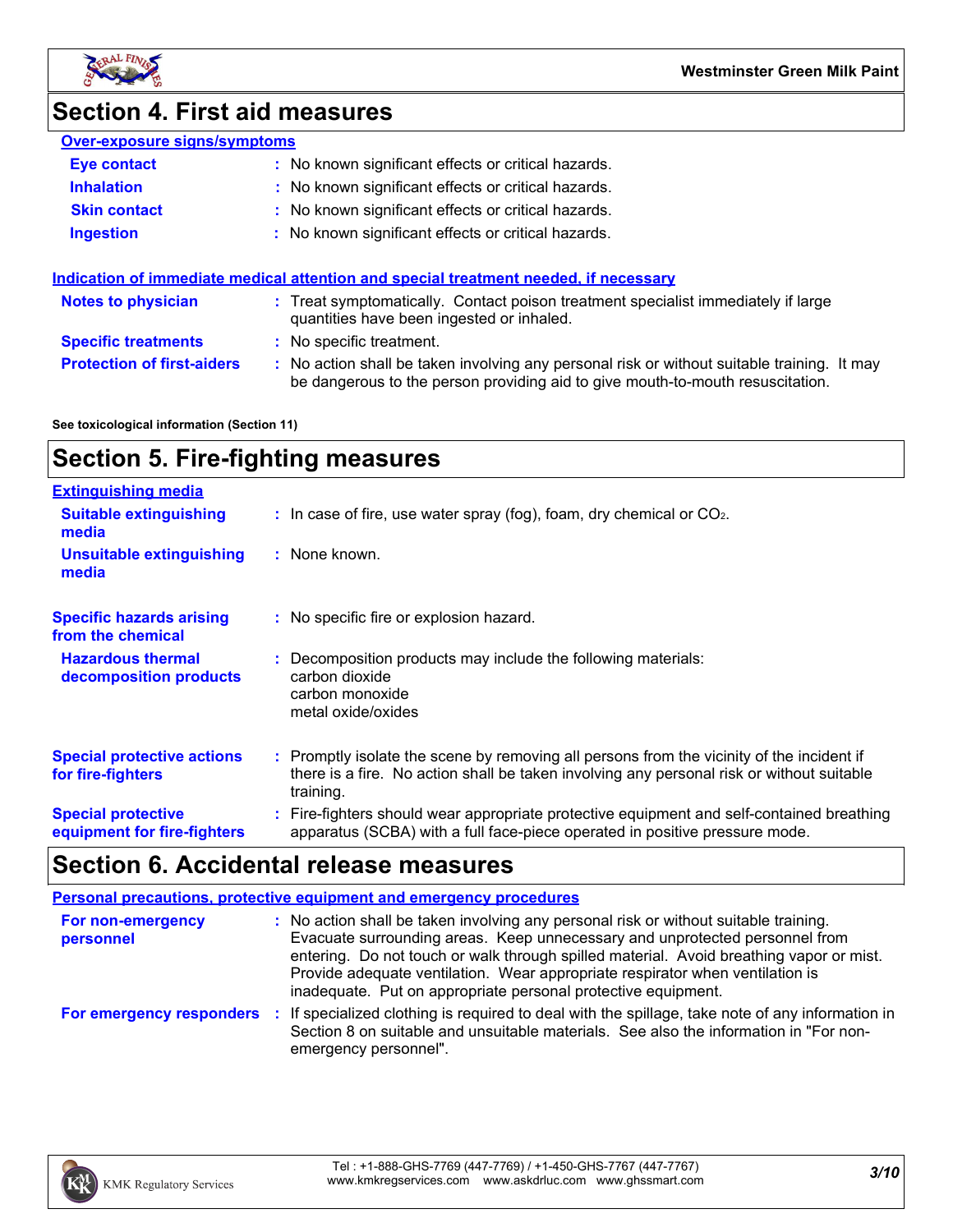## Section 4. First aid measures

### Over-exposure signs/symptoms

**Eye contact** : No known significant effects or critical hazards.

**Inhalation** : No known significant effects or critical hazards.

**Skin contact** : No known significant effects or critical hazards.

**Ingestion** : No known significant effects or critical hazards.

### Indication of immediate medical attention and special treatment needed, if necessary

**Notes to physician** : Treat symptomatically. Contact poison treatment specialist immediately if large quantities have been ingested or inhaled.

**Specific treatments** : No specific treatment.

**Protection of first-aiders** : No action shall be taken involving any personal risk or without suitable training. It may be dangerous to the person providing aid to give mouth-to-mouth resuscitation.

**See toxicological information (Section 11)**

## Section 5. Fire-fighting measures

### Extinguishing media

**Suitable extinguishing media** : In case of fire, use water spray (fog), foam, dry chemical or $CO_2$.

**Unsuitable extinguishing media** : None known.

**Specific hazards arising from the chemical** : No specific fire or explosion hazard.

**Hazardous thermal decomposition products** : Decomposition products may include the following materials:
carbon dioxide
carbon monoxide
metal oxide/oxides

**Special protective actions for fire-fighters** : Promptly isolate the scene by removing all persons from the vicinity of the incident if there is a fire. No action shall be taken involving any personal risk or without suitable training.

**Special protective equipment for fire-fighters** : Fire-fighters should wear appropriate protective equipment and self-contained breathing apparatus (SCBA) with a full face-piece operated in positive pressure mode.

## Section 6. Accidental release measures

### Personal precautions, protective equipment and emergency procedures

**For non-emergency personnel** : No action shall be taken involving any personal risk or without suitable training. Evacuate surrounding areas. Keep unnecessary and unprotected personnel from entering. Do not touch or walk through spilled material. Avoid breathing vapor or mist. Provide adequate ventilation. Wear appropriate respirator when ventilation is inadequate. Put on appropriate personal protective equipment.

**For emergency responders** : If specialized clothing is required to deal with the spillage, take note of any information in Section 8 on suitable and unsuitable materials. See also the information in "For non-emergency personnel".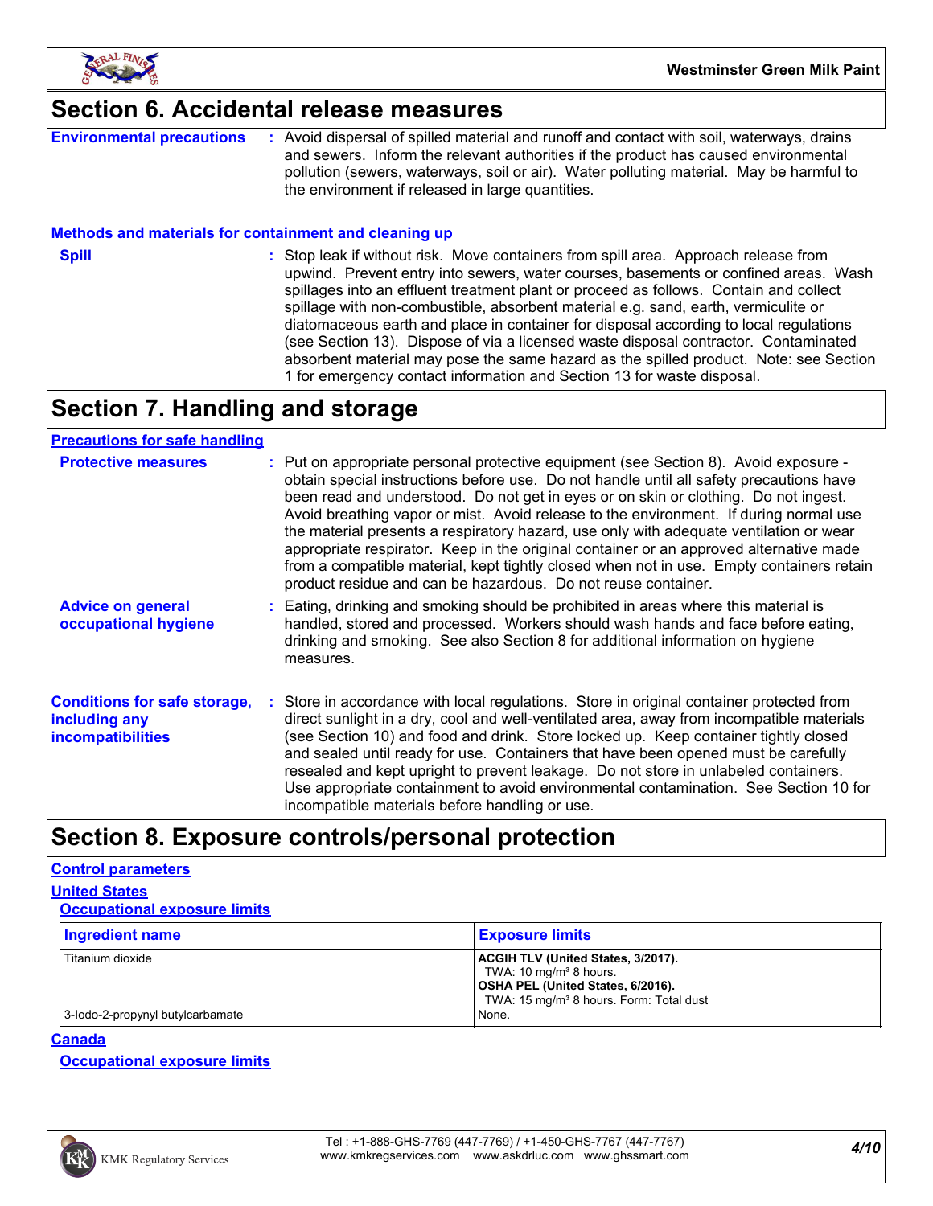## Section 6. Accidental release measures

**Environmental precautions** : Avoid dispersal of spilled material and runoff and contact with soil, waterways, drains and sewers. Inform the relevant authorities if the product has caused environmental pollution (sewers, waterways, soil or air). Water polluting material. May be harmful to the environment if released in large quantities.

### Methods and materials for containment and cleaning up

**Spill** : Stop leak if without risk. Move containers from spill area. Approach release from upwind. Prevent entry into sewers, water courses, basements or confined areas. Wash spillages into an effluent treatment plant or proceed as follows. Contain and collect spillage with non-combustible, absorbent material e.g. sand, earth, vermiculite or diatomaceous earth and place in container for disposal according to local regulations (see Section 13). Dispose of via a licensed waste disposal contractor. Contaminated absorbent material may pose the same hazard as the spilled product. Note: see Section 1 for emergency contact information and Section 13 for waste disposal.

## Section 7. Handling and storage

### Precautions for safe handling

**Protective measures** : Put on appropriate personal protective equipment (see Section 8). Avoid exposure - obtain special instructions before use. Do not handle until all safety precautions have been read and understood. Do not get in eyes or on skin or clothing. Do not ingest. Avoid breathing vapor or mist. Avoid release to the environment. If during normal use the material presents a respiratory hazard, use only with adequate ventilation or wear appropriate respirator. Keep in the original container or an approved alternative made from a compatible material, kept tightly closed when not in use. Empty containers retain product residue and can be hazardous. Do not reuse container.

**Advice on general occupational hygiene** : Eating, drinking and smoking should be prohibited in areas where this material is handled, stored and processed. Workers should wash hands and face before eating, drinking and smoking. See also Section 8 for additional information on hygiene measures.

**Conditions for safe storage, including any incompatibilities** : Store in accordance with local regulations. Store in original container protected from direct sunlight in a dry, cool and well-ventilated area, away from incompatible materials (see Section 10) and food and drink. Store locked up. Keep container tightly closed and sealed until ready for use. Containers that have been opened must be carefully resealed and kept upright to prevent leakage. Do not store in unlabeled containers. Use appropriate containment to avoid environmental contamination. See Section 10 for incompatible materials before handling or use.

## Section 8. Exposure controls/personal protection

### Control parameters

#### United States

##### Occupational exposure limits

| Ingredient name | Exposure limits |
|---|---|
| Titanium dioxide | **ACGIH TLV (United States, 3/2017).** TWA: 10 mg/m³ 8 hours. **OSHA PEL (United States, 6/2016).** TWA: 15 mg/m³ 8 hours. Form: Total dust |
| 3-Iodo-2-propynyl butylcarbamate | None. |

#### Canada

##### Occupational exposure limits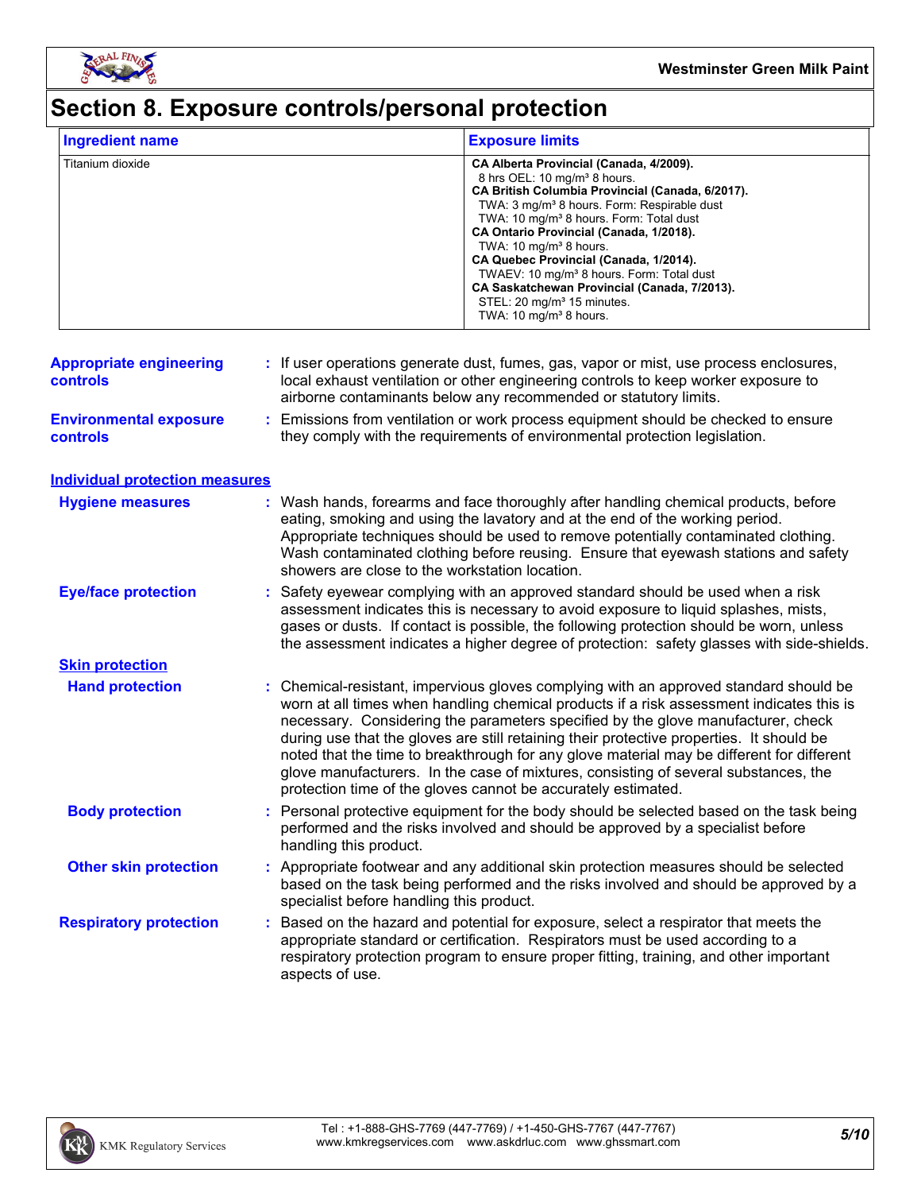# Section 8. Exposure controls/personal protection

| Ingredient name | Exposure limits |
|---|---|
| Titanium dioxide | **CA Alberta Provincial (Canada, 4/2009).**<br>8 hrs OEL: 10 mg/m³ 8 hours.<br>**CA British Columbia Provincial (Canada, 6/2017).**<br>TWA: 3 mg/m³ 8 hours. Form: Respirable dust<br>TWA: 10 mg/m³ 8 hours. Form: Total dust<br>**CA Ontario Provincial (Canada, 1/2018).**<br>TWA: 10 mg/m³ 8 hours.<br>**CA Quebec Provincial (Canada, 1/2014).**<br>TWAEV: 10 mg/m³ 8 hours. Form: Total dust<br>**CA Saskatchewan Provincial (Canada, 7/2013).**<br>STEL: 20 mg/m³ 15 minutes.<br>TWA: 10 mg/m³ 8 hours. |

**Appropriate engineering controls** : If user operations generate dust, fumes, gas, vapor or mist, use process enclosures, local exhaust ventilation or other engineering controls to keep worker exposure to airborne contaminants below any recommended or statutory limits.

**Environmental exposure controls** : Emissions from ventilation or work process equipment should be checked to ensure they comply with the requirements of environmental protection legislation.

## Individual protection measures

**Hygiene measures** : Wash hands, forearms and face thoroughly after handling chemical products, before eating, smoking and using the lavatory and at the end of the working period. Appropriate techniques should be used to remove potentially contaminated clothing. Wash contaminated clothing before reusing. Ensure that eyewash stations and safety showers are close to the workstation location.

**Eye/face protection** : Safety eyewear complying with an approved standard should be used when a risk assessment indicates this is necessary to avoid exposure to liquid splashes, mists, gases or dusts. If contact is possible, the following protection should be worn, unless the assessment indicates a higher degree of protection: safety glasses with side-shields.

### Skin protection

**Hand protection** : Chemical-resistant, impervious gloves complying with an approved standard should be worn at all times when handling chemical products if a risk assessment indicates this is necessary. Considering the parameters specified by the glove manufacturer, check during use that the gloves are still retaining their protective properties. It should be noted that the time to breakthrough for any glove material may be different for different glove manufacturers. In the case of mixtures, consisting of several substances, the protection time of the gloves cannot be accurately estimated.

**Body protection** : Personal protective equipment for the body should be selected based on the task being performed and the risks involved and should be approved by a specialist before handling this product.

**Other skin protection** : Appropriate footwear and any additional skin protection measures should be selected based on the task being performed and the risks involved and should be approved by a specialist before handling this product.

**Respiratory protection** : Based on the hazard and potential for exposure, select a respirator that meets the appropriate standard or certification. Respirators must be used according to a respiratory protection program to ensure proper fitting, training, and other important aspects of use.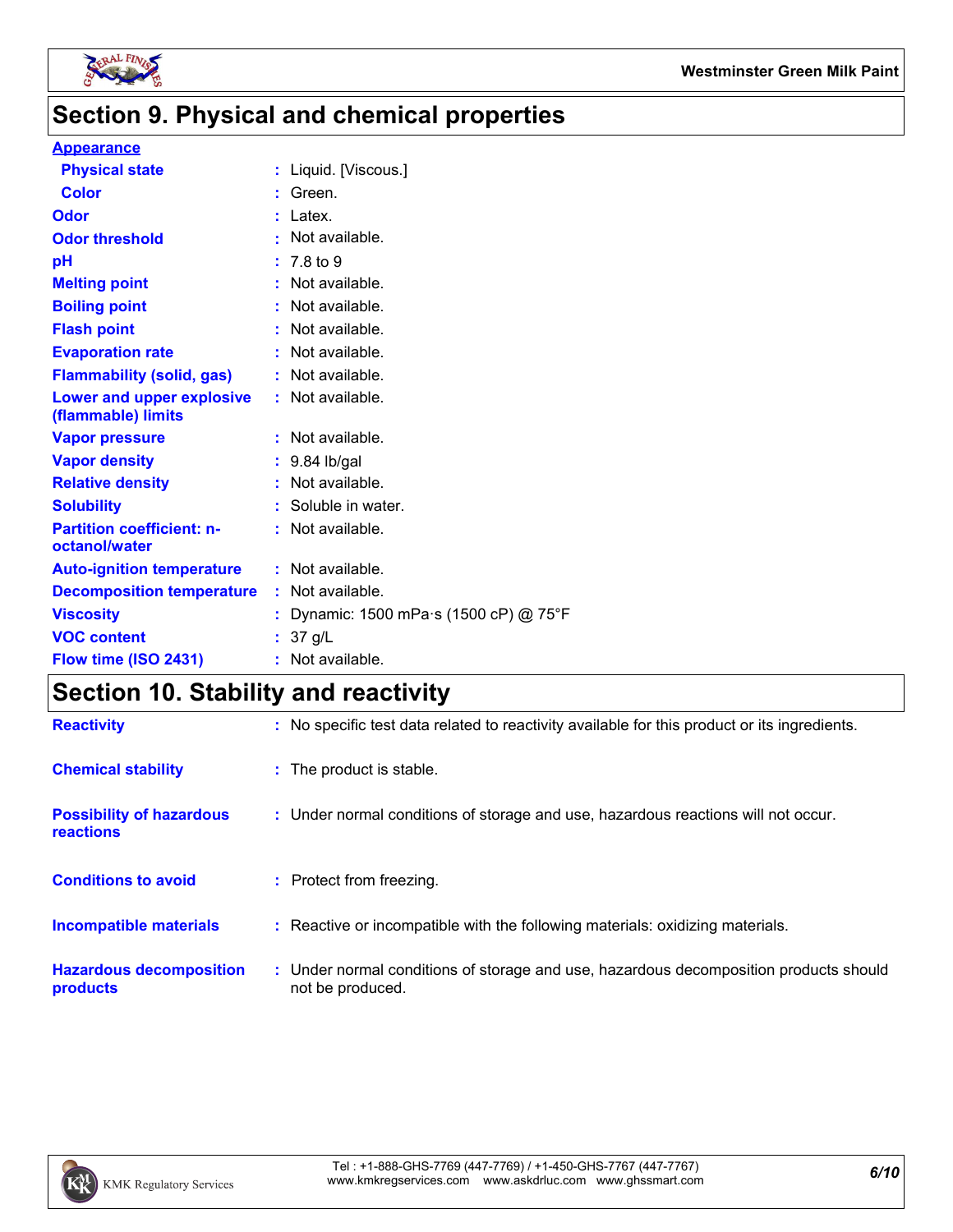## Section 9. Physical and chemical properties

**Appearance**

| Property | Value |
|---|---|
| Physical state | Liquid. [Viscous.] |
| Color | Green. |
| Odor | Latex. |
| Odor threshold | Not available. |
| pH | 7.8 to 9 |
| Melting point | Not available. |
| Boiling point | Not available. |
| Flash point | Not available. |
| Evaporation rate | Not available. |
| Flammability (solid, gas) | Not available. |
| Lower and upper explosive (flammable) limits | Not available. |
| Vapor pressure | Not available. |
| Vapor density | 9.84 lb/gal |
| Relative density | Not available. |
| Solubility | Soluble in water. |
| Partition coefficient: n-octanol/water | Not available. |
| Auto-ignition temperature | Not available. |
| Decomposition temperature | Not available. |
| Viscosity | Dynamic: 1500 mPa·s (1500 cP) @ 75°F |
| VOC content | 37 g/L |
| Flow time (ISO 2431) | Not available. |

## Section 10. Stability and reactivity

| Property | Value |
|---|---|
| Reactivity | No specific test data related to reactivity available for this product or its ingredients. |
| Chemical stability | The product is stable. |
| Possibility of hazardous reactions | Under normal conditions of storage and use, hazardous reactions will not occur. |
| Conditions to avoid | Protect from freezing. |
| Incompatible materials | Reactive or incompatible with the following materials: oxidizing materials. |
| Hazardous decomposition products | Under normal conditions of storage and use, hazardous decomposition products should not be produced. |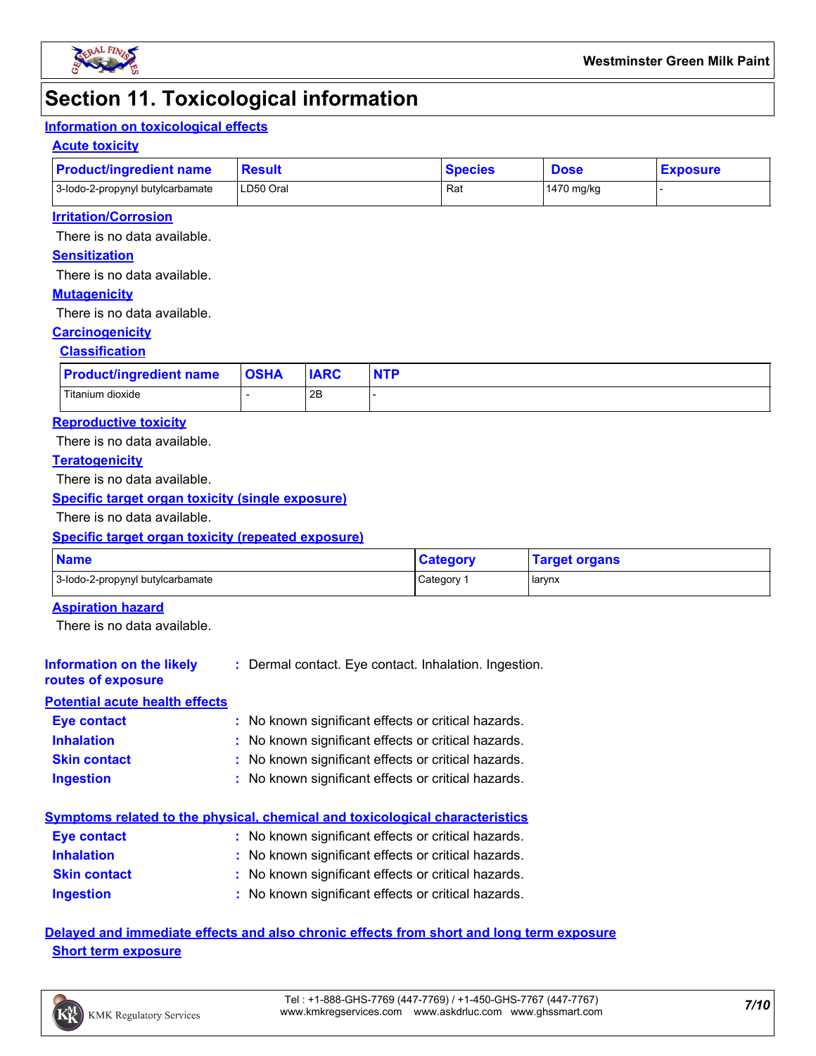# Section 11. Toxicological information

## Information on toxicological effects

### Acute toxicity

| Product/ingredient name | Result | Species | Dose | Exposure |
|---|---|---|---|---|
| 3-Iodo-2-propynyl butylcarbamate | LD50 Oral | Rat | 1470 mg/kg | - |

### Irritation/Corrosion

There is no data available.

### Sensitization

There is no data available.

### Mutagenicity

There is no data available.

### Carcinogenicity

#### Classification

| Product/ingredient name | OSHA | IARC | NTP |
|---|---|---|---|
| Titanium dioxide | - | 2B | - |

### Reproductive toxicity

There is no data available.

### Teratogenicity

There is no data available.

### Specific target organ toxicity (single exposure)

There is no data available.

### Specific target organ toxicity (repeated exposure)

| Name | Category | Target organs |
|---|---|---|
| 3-Iodo-2-propynyl butylcarbamate | Category 1 | larynx |

### Aspiration hazard

There is no data available.

**Information on the likely routes of exposure** : Dermal contact. Eye contact. Inhalation. Ingestion.

## Potential acute health effects

**Eye contact** : No known significant effects or critical hazards.

**Inhalation** : No known significant effects or critical hazards.

**Skin contact** : No known significant effects or critical hazards.

**Ingestion** : No known significant effects or critical hazards.

## Symptoms related to the physical, chemical and toxicological characteristics

**Eye contact** : No known significant effects or critical hazards.

**Inhalation** : No known significant effects or critical hazards.

**Skin contact** : No known significant effects or critical hazards.

**Ingestion** : No known significant effects or critical hazards.

## Delayed and immediate effects and also chronic effects from short and long term exposure

### Short term exposure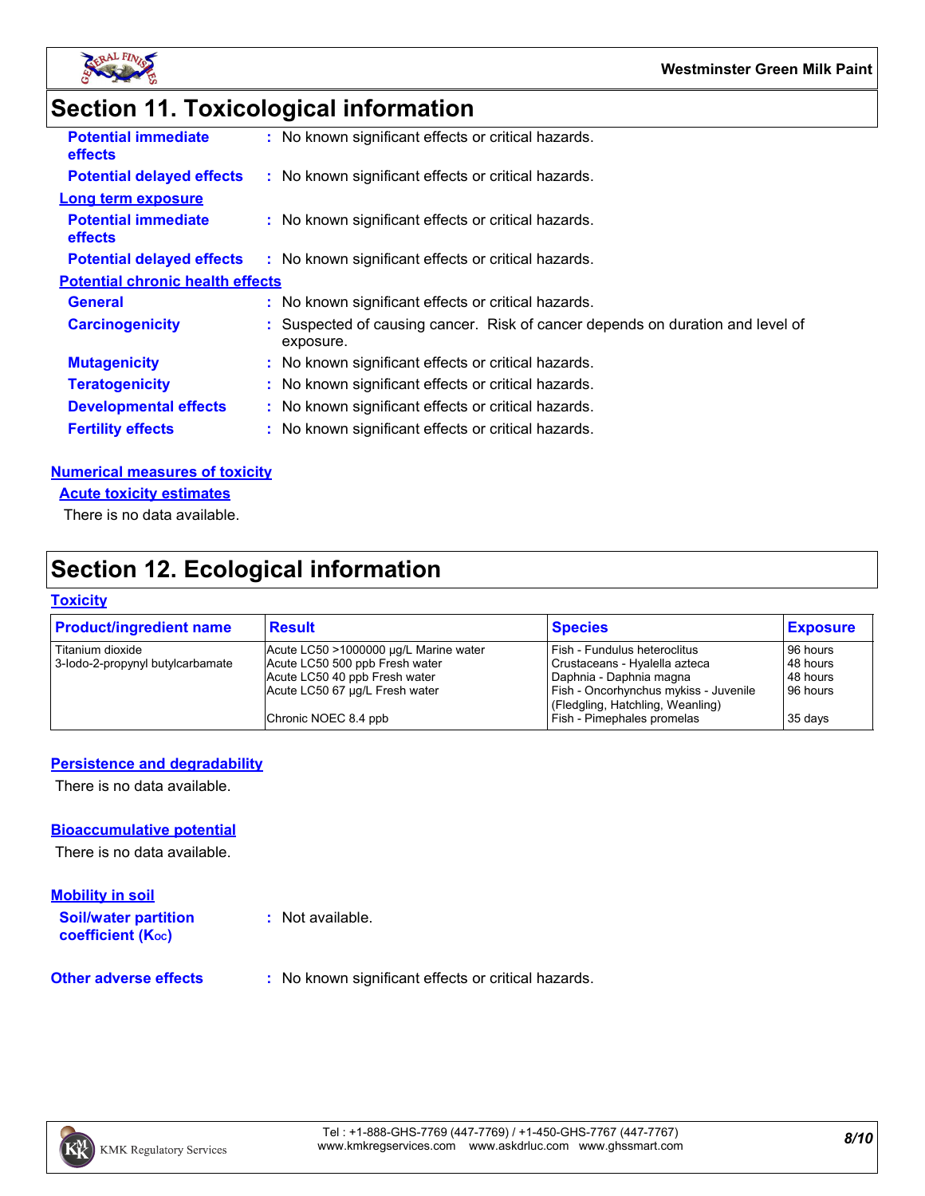## Section 11. Toxicological information

**Potential immediate effects** : No known significant effects or critical hazards.

**Potential delayed effects** : No known significant effects or critical hazards.

**Long term exposure**

**Potential immediate effects** : No known significant effects or critical hazards.

**Potential delayed effects** : No known significant effects or critical hazards.

**Potential chronic health effects**

**General** : No known significant effects or critical hazards.

**Carcinogenicity** : Suspected of causing cancer. Risk of cancer depends on duration and level of exposure.

**Mutagenicity** : No known significant effects or critical hazards.

**Teratogenicity** : No known significant effects or critical hazards.

**Developmental effects** : No known significant effects or critical hazards.

**Fertility effects** : No known significant effects or critical hazards.

**Numerical measures of toxicity**

**Acute toxicity estimates**

There is no data available.

## Section 12. Ecological information

**Toxicity**

| Product/ingredient name | Result | Species | Exposure |
|---|---|---|---|
| Titanium dioxide | Acute LC50 >1000000 µg/L Marine water | Fish - Fundulus heteroclitus | 96 hours |
| 3-Iodo-2-propynyl butylcarbamate | Acute LC50 500 ppb Fresh water | Crustaceans - Hyalella azteca | 48 hours |
| | Acute LC50 40 ppb Fresh water | Daphnia - Daphnia magna | 48 hours |
| | Acute LC50 67 µg/L Fresh water | Fish - Oncorhynchus mykiss - Juvenile (Fledgling, Hatchling, Weanling) | 96 hours |
| | Chronic NOEC 8.4 ppb | Fish - Pimephales promelas | 35 days |

**Persistence and degradability**

There is no data available.

**Bioaccumulative potential**

There is no data available.

**Mobility in soil**

**Soil/water partition coefficient ($K_{OC}$)** : Not available.

**Other adverse effects** : No known significant effects or critical hazards.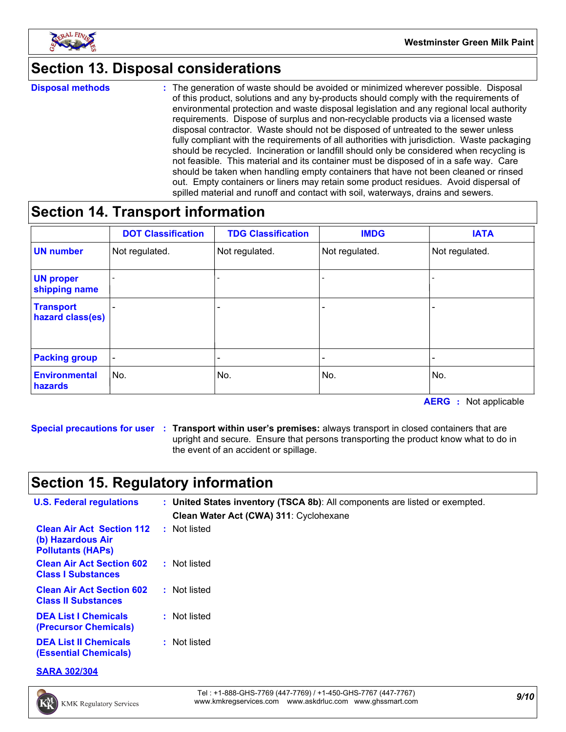## Section 13. Disposal considerations

**Disposal methods** : The generation of waste should be avoided or minimized wherever possible. Disposal of this product, solutions and any by-products should comply with the requirements of environmental protection and waste disposal legislation and any regional local authority requirements. Dispose of surplus and non-recyclable products via a licensed waste disposal contractor. Waste should not be disposed of untreated to the sewer unless fully compliant with the requirements of all authorities with jurisdiction. Waste packaging should be recycled. Incineration or landfill should only be considered when recycling is not feasible. This material and its container must be disposed of in a safe way. Care should be taken when handling empty containers that have not been cleaned or rinsed out. Empty containers or liners may retain some product residues. Avoid dispersal of spilled material and runoff and contact with soil, waterways, drains and sewers.

## Section 14. Transport information

| | DOT Classification | TDG Classification | IMDG | IATA |
|---|---|---|---|---|
| **UN number** | Not regulated. | Not regulated. | Not regulated. | Not regulated. |
| **UN proper shipping name** | - | - | - | - |
| **Transport hazard class(es)** | - | - | - | - |
| **Packing group** | - | - | - | - |
| **Environmental hazards** | No. | No. | No. | No. |

**AERG** : Not applicable

**Special precautions for user** : **Transport within user's premises:** always transport in closed containers that are upright and secure. Ensure that persons transporting the product know what to do in the event of an accident or spillage.

## Section 15. Regulatory information

**U.S. Federal regulations** : **United States inventory (TSCA 8b)**: All components are listed or exempted.
**Clean Water Act (CWA) 311**: Cyclohexane

**Clean Air Act Section 112 (b) Hazardous Air Pollutants (HAPs)** : Not listed

**Clean Air Act Section 602 Class I Substances** : Not listed

**Clean Air Act Section 602 Class II Substances** : Not listed

**DEA List I Chemicals (Precursor Chemicals)** : Not listed

**DEA List II Chemicals (Essential Chemicals)** : Not listed

**SARA 302/304**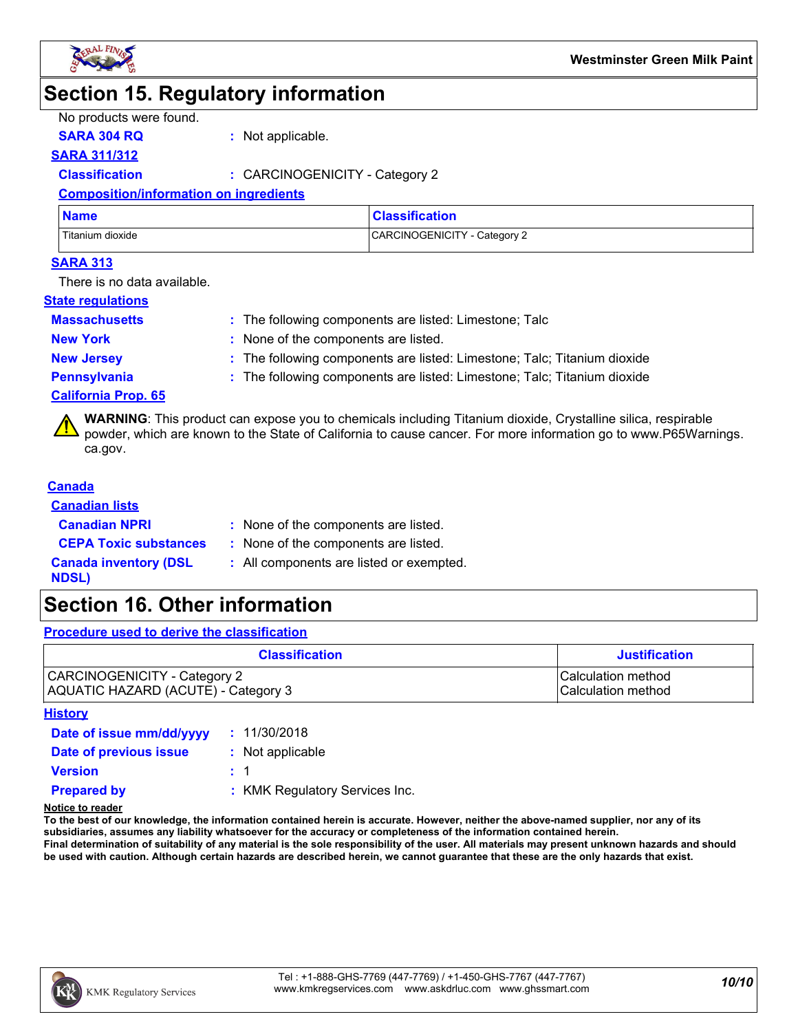# Section 15. Regulatory information

No products were found.

**SARA 304 RQ** : Not applicable.

**SARA 311/312**

**Classification** : CARCINOGENICITY - Category 2

**Composition/information on ingredients**

| Name | Classification |
| --- | --- |
| Titanium dioxide | CARCINOGENICITY - Category 2 |

**SARA 313**

There is no data available.

**State regulations**

**Massachusetts** : The following components are listed: Limestone; Talc

**New York** : None of the components are listed.

**New Jersey** : The following components are listed: Limestone; Talc; Titanium dioxide

**Pennsylvania** : The following components are listed: Limestone; Talc; Titanium dioxide

**California Prop. 65**

**WARNING**: This product can expose you to chemicals including Titanium dioxide, Crystalline silica, respirable powder, which are known to the State of California to cause cancer. For more information go to www.P65Warnings.ca.gov.

**Canada**

**Canadian lists**

**Canadian NPRI** : None of the components are listed.

**CEPA Toxic substances** : None of the components are listed.

**Canada inventory (DSL NDSL)** : All components are listed or exempted.

# Section 16. Other information

**Procedure used to derive the classification**

| Classification | Justification |
| --- | --- |
| CARCINOGENICITY - Category 2 | Calculation method |
| AQUATIC HAZARD (ACUTE) - Category 3 | Calculation method |

**History**

**Date of issue mm/dd/yyyy** : 11/30/2018

**Date of previous issue** : Not applicable

**Version** : 1

**Prepared by** : KMK Regulatory Services Inc.

**Notice to reader**

**To the best of our knowledge, the information contained herein is accurate. However, neither the above-named supplier, nor any of its subsidiaries, assumes any liability whatsoever for the accuracy or completeness of the information contained herein.**
**Final determination of suitability of any material is the sole responsibility of the user. All materials may present unknown hazards and should be used with caution. Although certain hazards are described herein, we cannot guarantee that these are the only hazards that exist.**